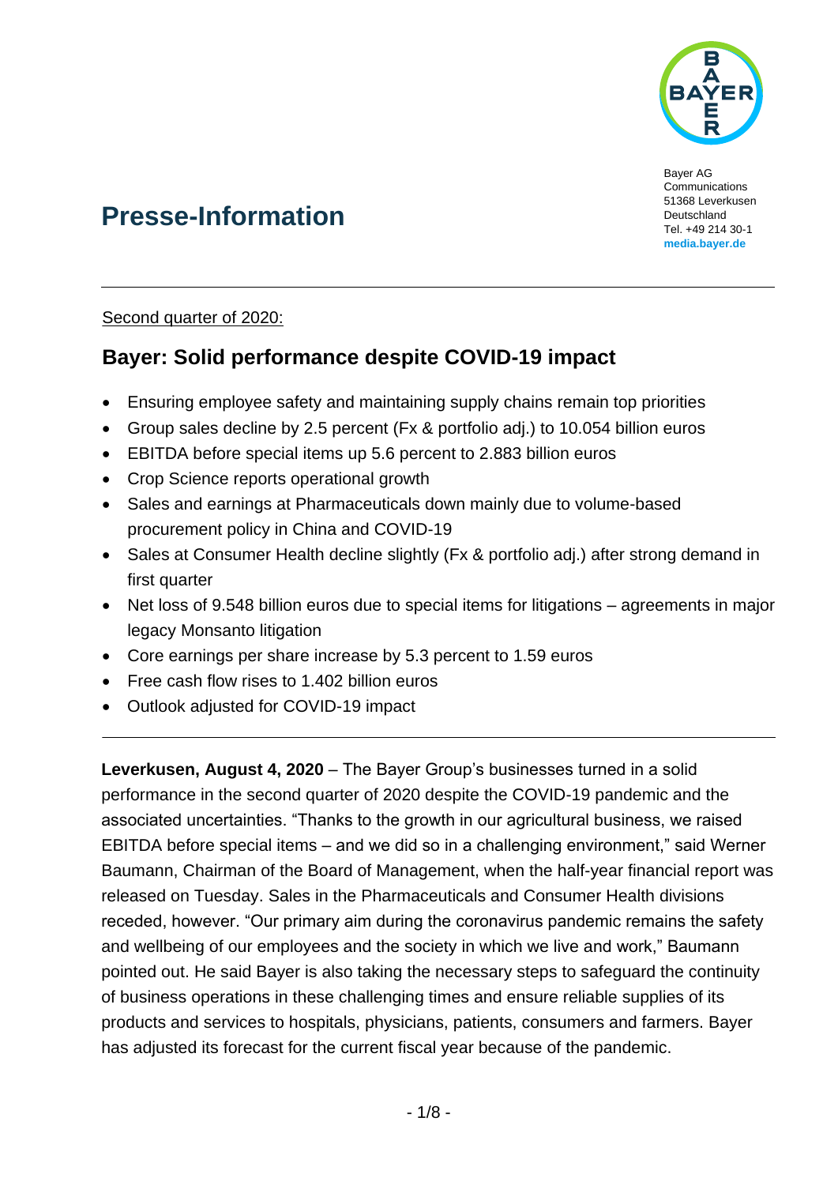Bayer AG
Communications
51368 Leverkusen
Deutschland
Tel. +49 214 30-1
**media.bayer.de**

# Presse-Information

---

Second quarter of 2020:

## Bayer: Solid performance despite COVID-19 impact

- Ensuring employee safety and maintaining supply chains remain top priorities
- Group sales decline by 2.5 percent (Fx & portfolio adj.) to 10.054 billion euros
- EBITDA before special items up 5.6 percent to 2.883 billion euros
- Crop Science reports operational growth
- Sales and earnings at Pharmaceuticals down mainly due to volume-based procurement policy in China and COVID-19
- Sales at Consumer Health decline slightly (Fx & portfolio adj.) after strong demand in first quarter
- Net loss of 9.548 billion euros due to special items for litigations – agreements in major legacy Monsanto litigation
- Core earnings per share increase by 5.3 percent to 1.59 euros
- Free cash flow rises to 1.402 billion euros
- Outlook adjusted for COVID-19 impact

---

**Leverkusen, August 4, 2020** – The Bayer Group's businesses turned in a solid performance in the second quarter of 2020 despite the COVID-19 pandemic and the associated uncertainties. "Thanks to the growth in our agricultural business, we raised EBITDA before special items – and we did so in a challenging environment," said Werner Baumann, Chairman of the Board of Management, when the half-year financial report was released on Tuesday. Sales in the Pharmaceuticals and Consumer Health divisions receded, however. "Our primary aim during the coronavirus pandemic remains the safety and wellbeing of our employees and the society in which we live and work," Baumann pointed out. He said Bayer is also taking the necessary steps to safeguard the continuity of business operations in these challenging times and ensure reliable supplies of its products and services to hospitals, physicians, patients, consumers and farmers. Bayer has adjusted its forecast for the current fiscal year because of the pandemic.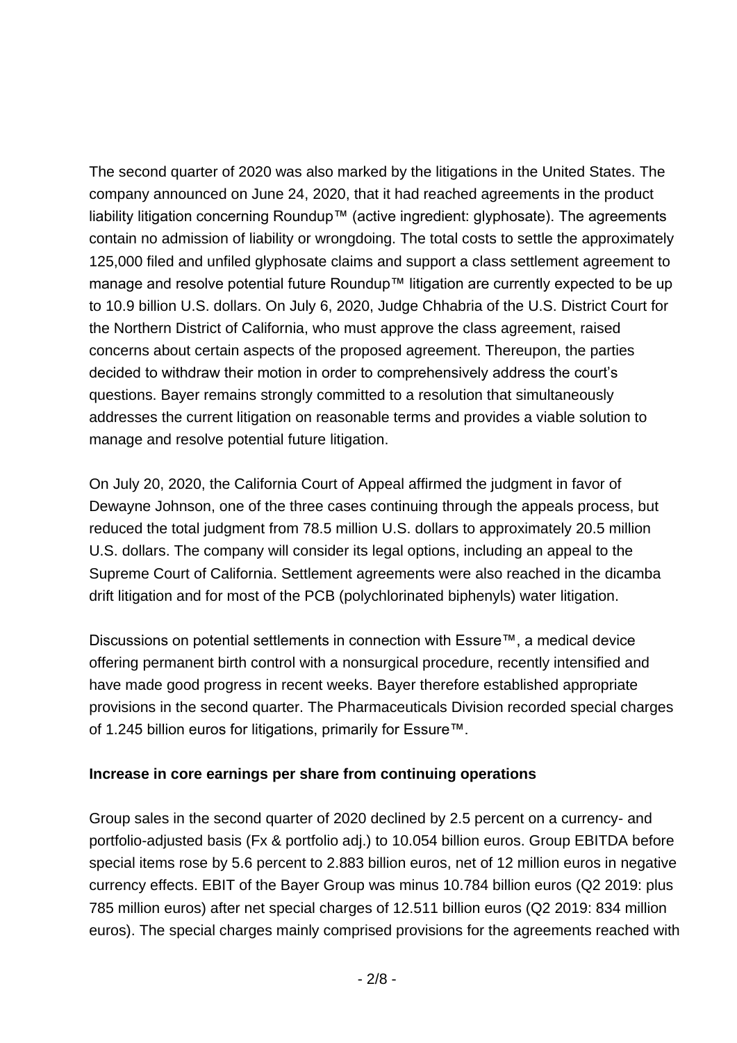The second quarter of 2020 was also marked by the litigations in the United States. The company announced on June 24, 2020, that it had reached agreements in the product liability litigation concerning Roundup™ (active ingredient: glyphosate). The agreements contain no admission of liability or wrongdoing. The total costs to settle the approximately 125,000 filed and unfiled glyphosate claims and support a class settlement agreement to manage and resolve potential future Roundup™ litigation are currently expected to be up to 10.9 billion U.S. dollars. On July 6, 2020, Judge Chhabria of the U.S. District Court for the Northern District of California, who must approve the class agreement, raised concerns about certain aspects of the proposed agreement. Thereupon, the parties decided to withdraw their motion in order to comprehensively address the court's questions. Bayer remains strongly committed to a resolution that simultaneously addresses the current litigation on reasonable terms and provides a viable solution to manage and resolve potential future litigation.

On July 20, 2020, the California Court of Appeal affirmed the judgment in favor of Dewayne Johnson, one of the three cases continuing through the appeals process, but reduced the total judgment from 78.5 million U.S. dollars to approximately 20.5 million U.S. dollars. The company will consider its legal options, including an appeal to the Supreme Court of California. Settlement agreements were also reached in the dicamba drift litigation and for most of the PCB (polychlorinated biphenyls) water litigation.

Discussions on potential settlements in connection with Essure™, a medical device offering permanent birth control with a nonsurgical procedure, recently intensified and have made good progress in recent weeks. Bayer therefore established appropriate provisions in the second quarter. The Pharmaceuticals Division recorded special charges of 1.245 billion euros for litigations, primarily for Essure™.

**Increase in core earnings per share from continuing operations**

Group sales in the second quarter of 2020 declined by 2.5 percent on a currency- and portfolio-adjusted basis (Fx & portfolio adj.) to 10.054 billion euros. Group EBITDA before special items rose by 5.6 percent to 2.883 billion euros, net of 12 million euros in negative currency effects. EBIT of the Bayer Group was minus 10.784 billion euros (Q2 2019: plus 785 million euros) after net special charges of 12.511 billion euros (Q2 2019: 834 million euros). The special charges mainly comprised provisions for the agreements reached with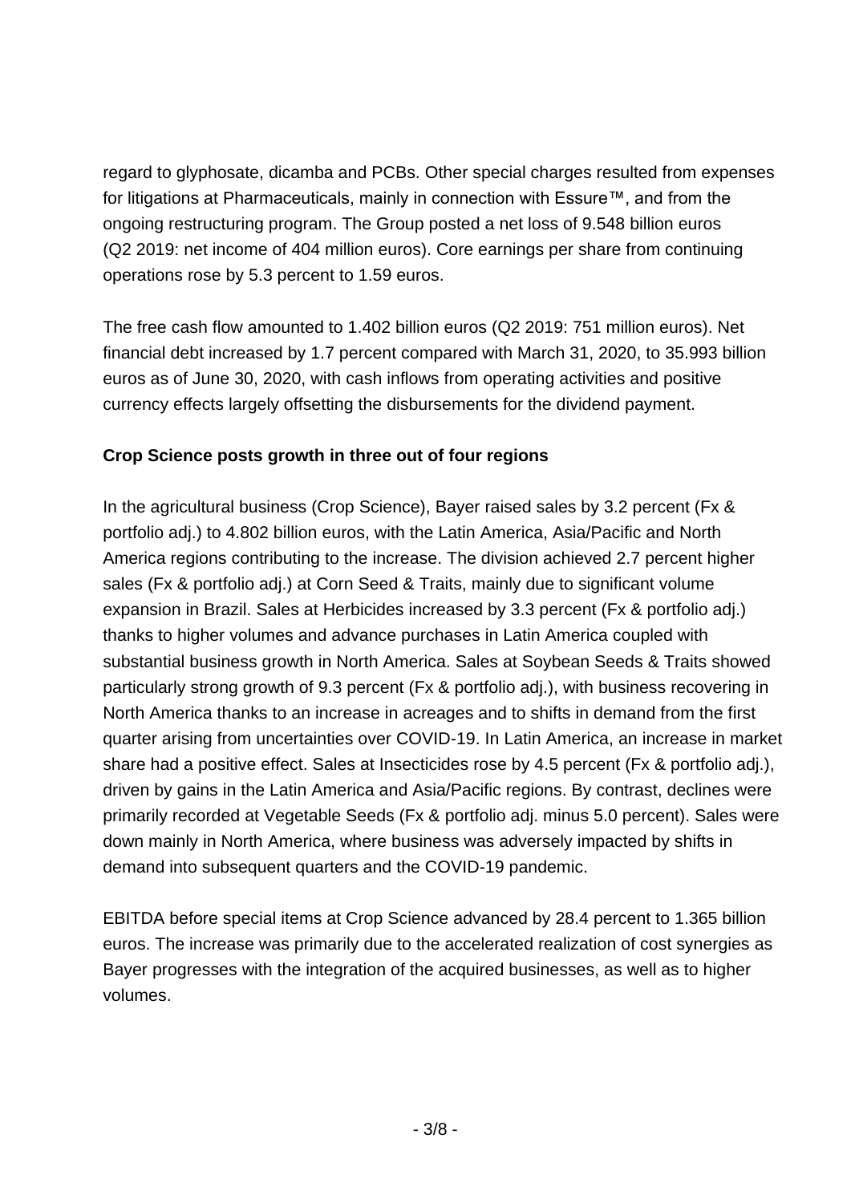regard to glyphosate, dicamba and PCBs. Other special charges resulted from expenses for litigations at Pharmaceuticals, mainly in connection with Essure™, and from the ongoing restructuring program. The Group posted a net loss of 9.548 billion euros (Q2 2019: net income of 404 million euros). Core earnings per share from continuing operations rose by 5.3 percent to 1.59 euros.

The free cash flow amounted to 1.402 billion euros (Q2 2019: 751 million euros). Net financial debt increased by 1.7 percent compared with March 31, 2020, to 35.993 billion euros as of June 30, 2020, with cash inflows from operating activities and positive currency effects largely offsetting the disbursements for the dividend payment.

**Crop Science posts growth in three out of four regions**

In the agricultural business (Crop Science), Bayer raised sales by 3.2 percent (Fx & portfolio adj.) to 4.802 billion euros, with the Latin America, Asia/Pacific and North America regions contributing to the increase. The division achieved 2.7 percent higher sales (Fx & portfolio adj.) at Corn Seed & Traits, mainly due to significant volume expansion in Brazil. Sales at Herbicides increased by 3.3 percent (Fx & portfolio adj.) thanks to higher volumes and advance purchases in Latin America coupled with substantial business growth in North America. Sales at Soybean Seeds & Traits showed particularly strong growth of 9.3 percent (Fx & portfolio adj.), with business recovering in North America thanks to an increase in acreages and to shifts in demand from the first quarter arising from uncertainties over COVID-19. In Latin America, an increase in market share had a positive effect. Sales at Insecticides rose by 4.5 percent (Fx & portfolio adj.), driven by gains in the Latin America and Asia/Pacific regions. By contrast, declines were primarily recorded at Vegetable Seeds (Fx & portfolio adj. minus 5.0 percent). Sales were down mainly in North America, where business was adversely impacted by shifts in demand into subsequent quarters and the COVID-19 pandemic.

EBITDA before special items at Crop Science advanced by 28.4 percent to 1.365 billion euros. The increase was primarily due to the accelerated realization of cost synergies as Bayer progresses with the integration of the acquired businesses, as well as to higher volumes.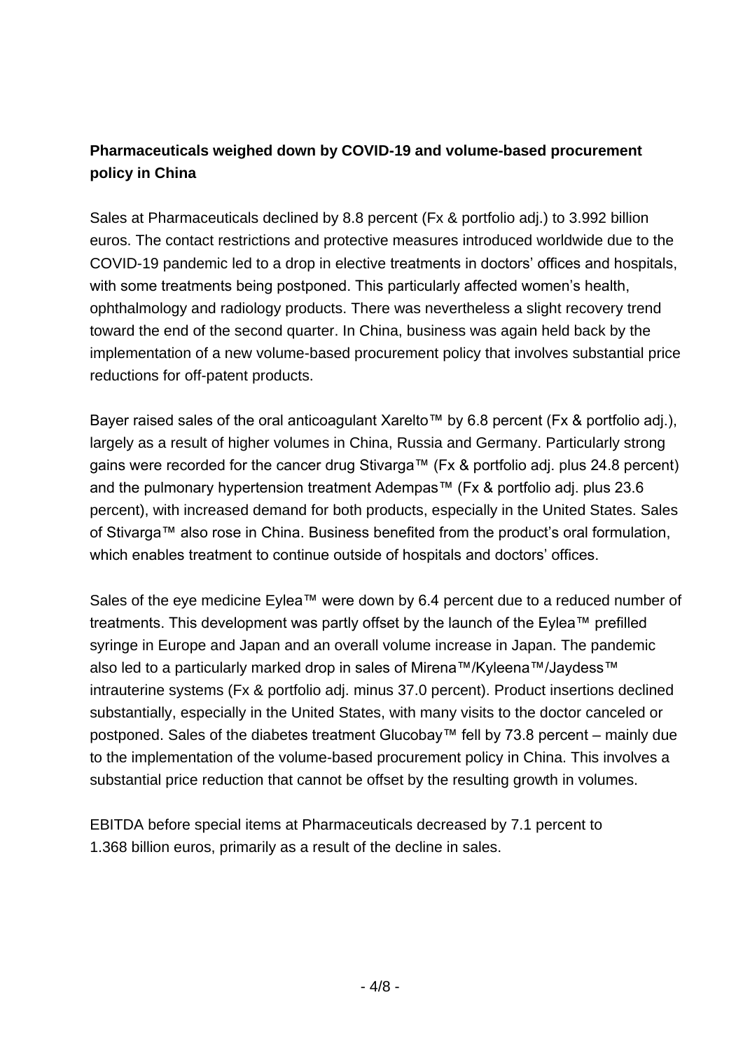**Pharmaceuticals weighed down by COVID-19 and volume-based procurement policy in China**

Sales at Pharmaceuticals declined by 8.8 percent (Fx & portfolio adj.) to 3.992 billion euros. The contact restrictions and protective measures introduced worldwide due to the COVID-19 pandemic led to a drop in elective treatments in doctors' offices and hospitals, with some treatments being postponed. This particularly affected women's health, ophthalmology and radiology products. There was nevertheless a slight recovery trend toward the end of the second quarter. In China, business was again held back by the implementation of a new volume-based procurement policy that involves substantial price reductions for off-patent products.

Bayer raised sales of the oral anticoagulant Xarelto™ by 6.8 percent (Fx & portfolio adj.), largely as a result of higher volumes in China, Russia and Germany. Particularly strong gains were recorded for the cancer drug Stivarga™ (Fx & portfolio adj. plus 24.8 percent) and the pulmonary hypertension treatment Adempas™ (Fx & portfolio adj. plus 23.6 percent), with increased demand for both products, especially in the United States. Sales of Stivarga™ also rose in China. Business benefited from the product's oral formulation, which enables treatment to continue outside of hospitals and doctors' offices.

Sales of the eye medicine Eylea™ were down by 6.4 percent due to a reduced number of treatments. This development was partly offset by the launch of the Eylea™ prefilled syringe in Europe and Japan and an overall volume increase in Japan. The pandemic also led to a particularly marked drop in sales of Mirena™/Kyleena™/Jaydess™ intrauterine systems (Fx & portfolio adj. minus 37.0 percent). Product insertions declined substantially, especially in the United States, with many visits to the doctor canceled or postponed. Sales of the diabetes treatment Glucobay™ fell by 73.8 percent – mainly due to the implementation of the volume-based procurement policy in China. This involves a substantial price reduction that cannot be offset by the resulting growth in volumes.

EBITDA before special items at Pharmaceuticals decreased by 7.1 percent to 1.368 billion euros, primarily as a result of the decline in sales.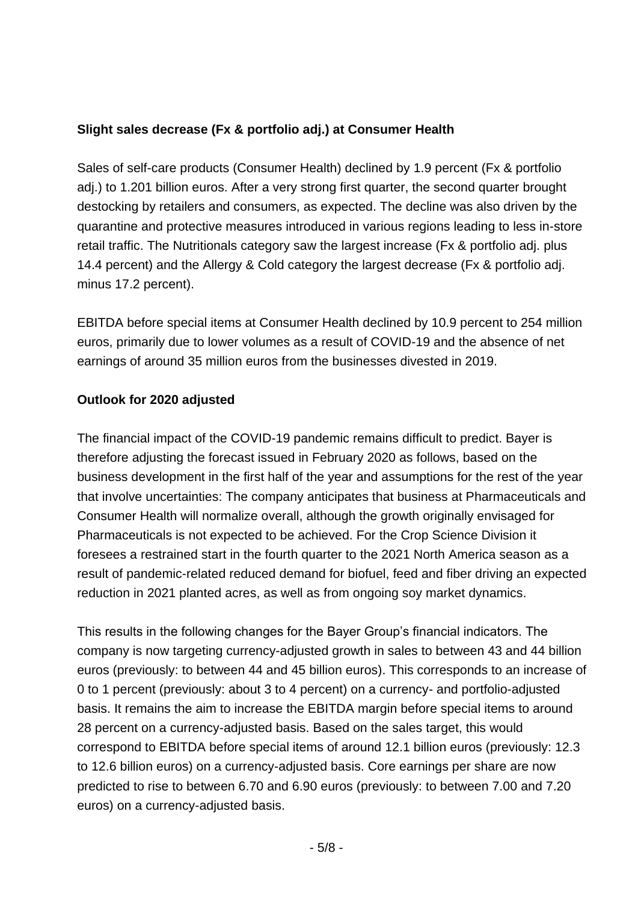**Slight sales decrease (Fx & portfolio adj.) at Consumer Health**

Sales of self-care products (Consumer Health) declined by 1.9 percent (Fx & portfolio adj.) to 1.201 billion euros. After a very strong first quarter, the second quarter brought destocking by retailers and consumers, as expected. The decline was also driven by the quarantine and protective measures introduced in various regions leading to less in-store retail traffic. The Nutritionals category saw the largest increase (Fx & portfolio adj. plus 14.4 percent) and the Allergy & Cold category the largest decrease (Fx & portfolio adj. minus 17.2 percent).

EBITDA before special items at Consumer Health declined by 10.9 percent to 254 million euros, primarily due to lower volumes as a result of COVID-19 and the absence of net earnings of around 35 million euros from the businesses divested in 2019.

**Outlook for 2020 adjusted**

The financial impact of the COVID-19 pandemic remains difficult to predict. Bayer is therefore adjusting the forecast issued in February 2020 as follows, based on the business development in the first half of the year and assumptions for the rest of the year that involve uncertainties: The company anticipates that business at Pharmaceuticals and Consumer Health will normalize overall, although the growth originally envisaged for Pharmaceuticals is not expected to be achieved. For the Crop Science Division it foresees a restrained start in the fourth quarter to the 2021 North America season as a result of pandemic-related reduced demand for biofuel, feed and fiber driving an expected reduction in 2021 planted acres, as well as from ongoing soy market dynamics.

This results in the following changes for the Bayer Group's financial indicators. The company is now targeting currency-adjusted growth in sales to between 43 and 44 billion euros (previously: to between 44 and 45 billion euros). This corresponds to an increase of 0 to 1 percent (previously: about 3 to 4 percent) on a currency- and portfolio-adjusted basis. It remains the aim to increase the EBITDA margin before special items to around 28 percent on a currency-adjusted basis. Based on the sales target, this would correspond to EBITDA before special items of around 12.1 billion euros (previously: 12.3 to 12.6 billion euros) on a currency-adjusted basis. Core earnings per share are now predicted to rise to between 6.70 and 6.90 euros (previously: to between 7.00 and 7.20 euros) on a currency-adjusted basis.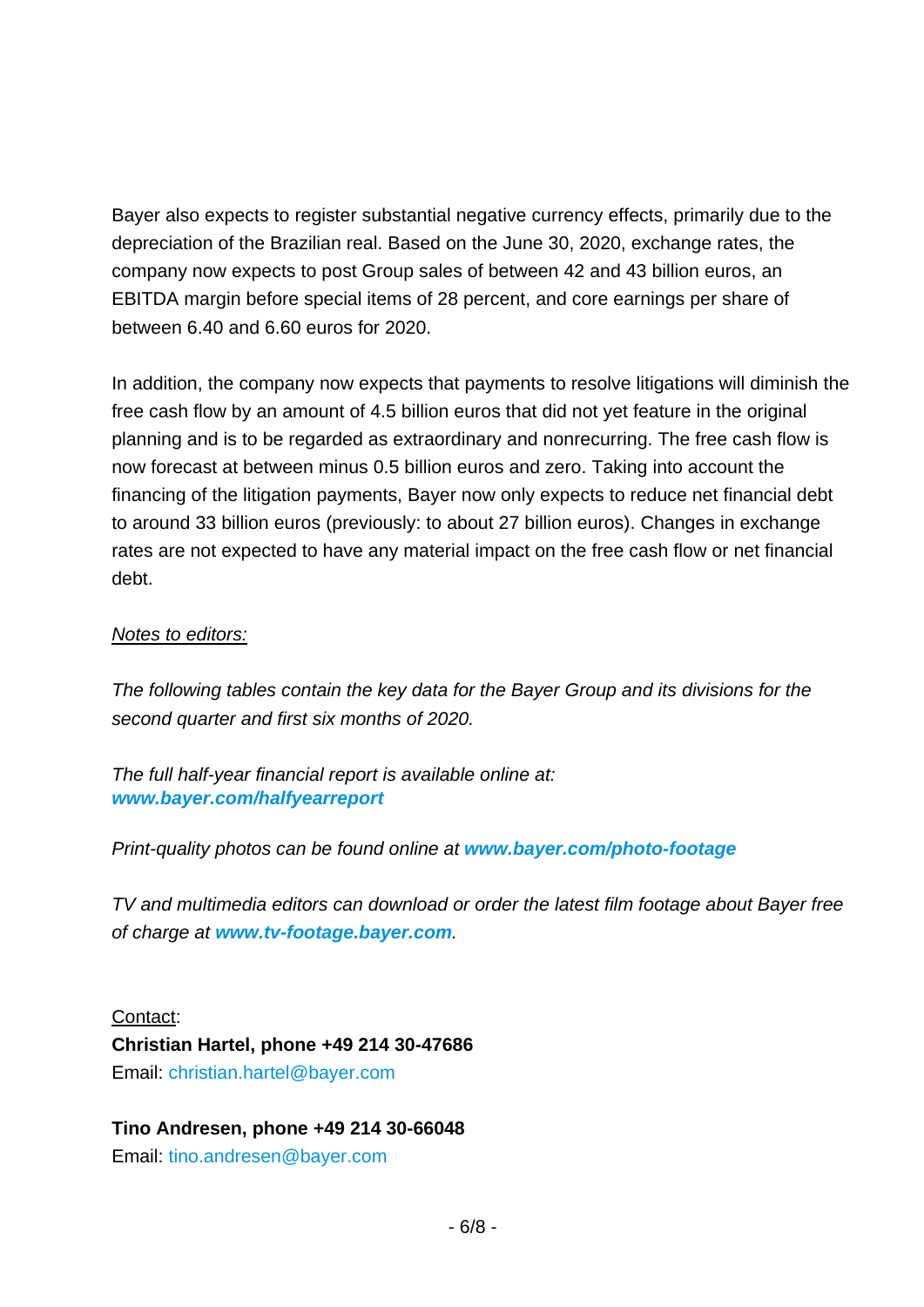Bayer also expects to register substantial negative currency effects, primarily due to the depreciation of the Brazilian real. Based on the June 30, 2020, exchange rates, the company now expects to post Group sales of between 42 and 43 billion euros, an EBITDA margin before special items of 28 percent, and core earnings per share of between 6.40 and 6.60 euros for 2020.

In addition, the company now expects that payments to resolve litigations will diminish the free cash flow by an amount of 4.5 billion euros that did not yet feature in the original planning and is to be regarded as extraordinary and nonrecurring. The free cash flow is now forecast at between minus 0.5 billion euros and zero. Taking into account the financing of the litigation payments, Bayer now only expects to reduce net financial debt to around 33 billion euros (previously: to about 27 billion euros). Changes in exchange rates are not expected to have any material impact on the free cash flow or net financial debt.

Notes to editors:

*The following tables contain the key data for the Bayer Group and its divisions for the second quarter and first six months of 2020.*

*The full half-year financial report is available online at:*
***www.bayer.com/halfyearreport***

*Print-quality photos can be found online at **www.bayer.com/photo-footage***

*TV and multimedia editors can download or order the latest film footage about Bayer free of charge at **www.tv-footage.bayer.com**.*

Contact:
**Christian Hartel, phone +49 214 30-47686**
Email: christian.hartel@bayer.com

**Tino Andresen, phone +49 214 30-66048**
Email: tino.andresen@bayer.com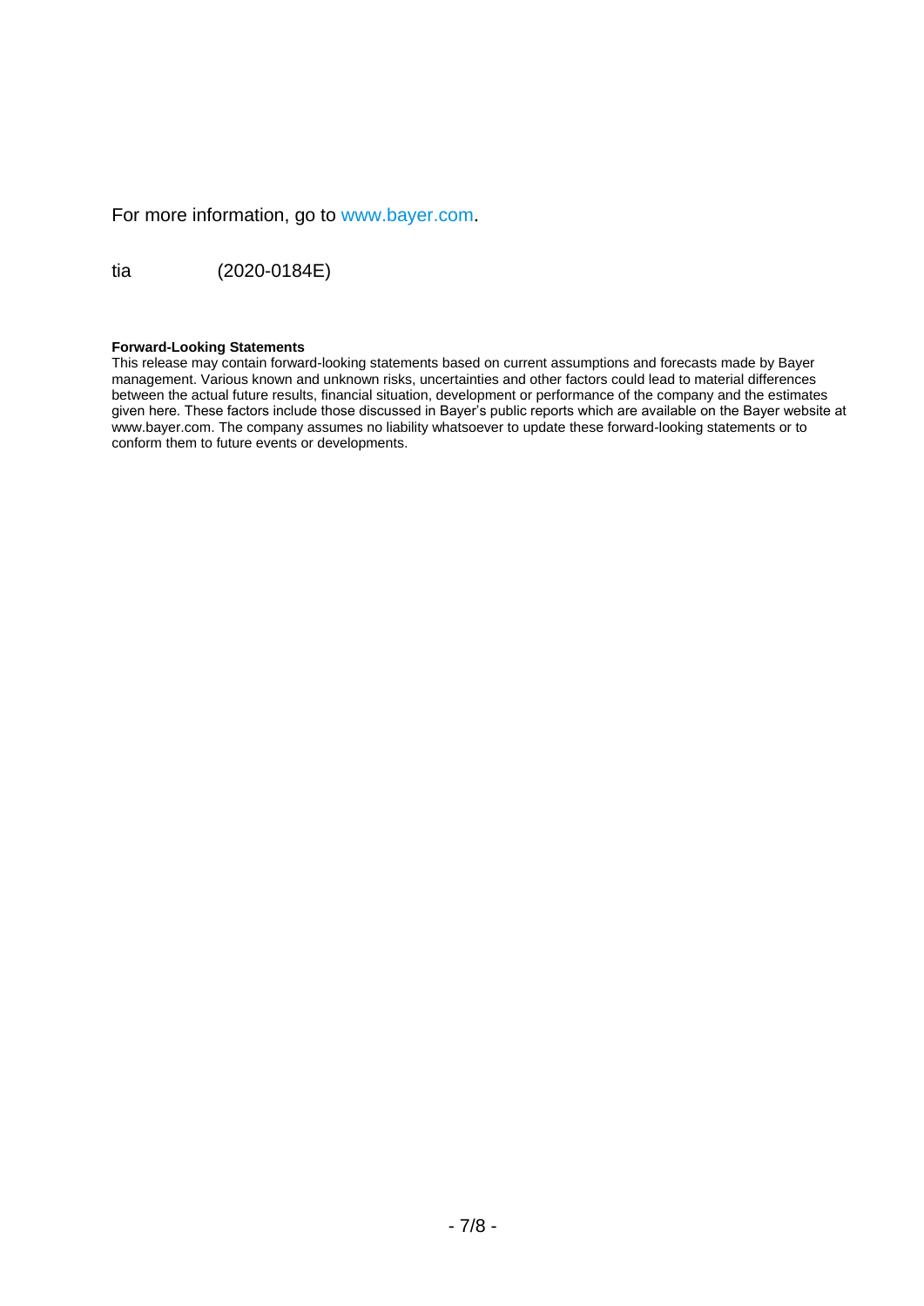For more information, go to www.bayer.com.

tia (2020-0184E)

**Forward-Looking Statements**
This release may contain forward-looking statements based on current assumptions and forecasts made by Bayer management. Various known and unknown risks, uncertainties and other factors could lead to material differences between the actual future results, financial situation, development or performance of the company and the estimates given here. These factors include those discussed in Bayer's public reports which are available on the Bayer website at www.bayer.com. The company assumes no liability whatsoever to update these forward-looking statements or to conform them to future events or developments.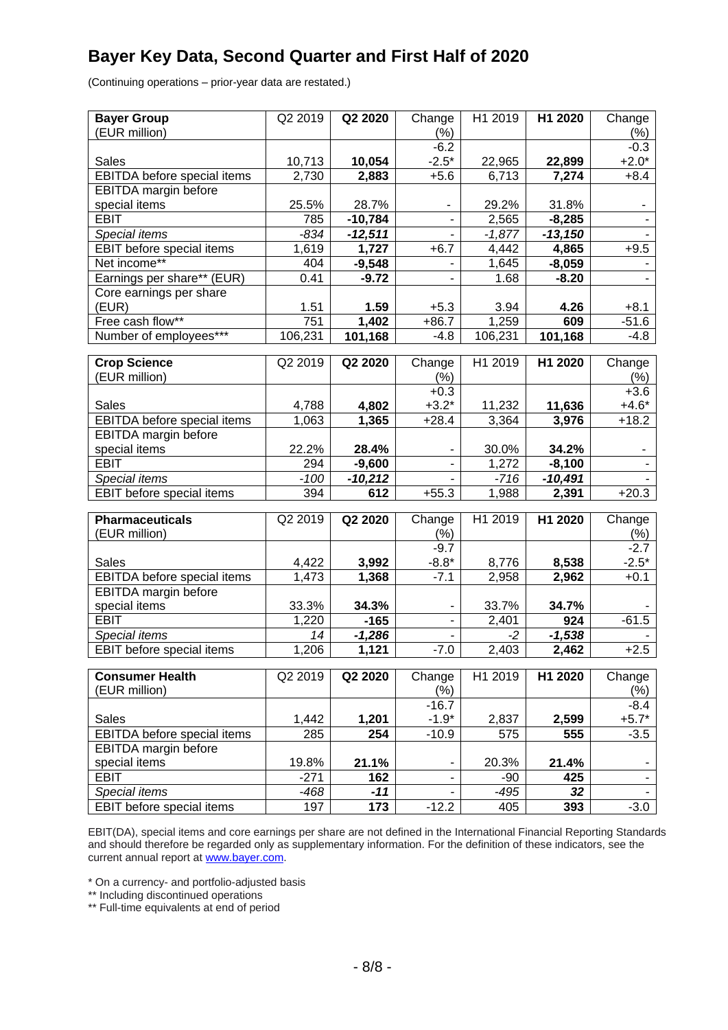# Bayer Key Data, Second Quarter and First Half of 2020

(Continuing operations – prior-year data are restated.)

| **Bayer Group** (EUR million) | Q2 2019 | **Q2 2020** | Change (%) | H1 2019 | **H1 2020** | Change (%) |
|---|---|---|---|---|---|---|
| Sales | 10,713 | **10,054** | -6.2 -2.5* | 22,965 | **22,899** | -0.3 +2.0* |
| EBITDA before special items | 2,730 | **2,883** | +5.6 | 6,713 | **7,274** | +8.4 |
| EBITDA margin before special items | 25.5% | 28.7% | - | 29.2% | 31.8% | - |
| EBIT | 785 | **-10,784** | - | 2,565 | **-8,285** | - |
| *Special items* | *-834* | ***-12,511*** | - | *-1,877* | ***-13,150*** | - |
| EBIT before special items | 1,619 | **1,727** | +6.7 | 4,442 | **4,865** | +9.5 |
| Net income** | 404 | **-9,548** | - | 1,645 | **-8,059** | - |
| Earnings per share** (EUR) | 0.41 | **-9.72** | - | 1.68 | **-8.20** | - |
| Core earnings per share (EUR) | 1.51 | **1.59** | +5.3 | 3.94 | **4.26** | +8.1 |
| Free cash flow** | 751 | **1,402** | +86.7 | 1,259 | **609** | -51.6 |
| Number of employees*** | 106,231 | **101,168** | -4.8 | 106,231 | **101,168** | -4.8 |

| **Crop Science** (EUR million) | Q2 2019 | **Q2 2020** | Change (%) | H1 2019 | **H1 2020** | Change (%) |
|---|---|---|---|---|---|---|
| Sales | 4,788 | **4,802** | +0.3 +3.2* | 11,232 | **11,636** | +3.6 +4.6* |
| EBITDA before special items | 1,063 | **1,365** | +28.4 | 3,364 | **3,976** | +18.2 |
| EBITDA margin before special items | 22.2% | **28.4%** | - | 30.0% | **34.2%** | - |
| EBIT | 294 | **-9,600** | - | 1,272 | **-8,100** | - |
| *Special items* | *-100* | ***-10,212*** | - | *-716* | ***-10,491*** | - |
| EBIT before special items | 394 | **612** | +55.3 | 1,988 | **2,391** | +20.3 |

| **Pharmaceuticals** (EUR million) | Q2 2019 | **Q2 2020** | Change (%) | H1 2019 | **H1 2020** | Change (%) |
|---|---|---|---|---|---|---|
| Sales | 4,422 | **3,992** | -9.7 -8.8* | 8,776 | **8,538** | -2.7 -2.5* |
| EBITDA before special items | 1,473 | **1,368** | -7.1 | 2,958 | **2,962** | +0.1 |
| EBITDA margin before special items | 33.3% | **34.3%** | - | 33.7% | **34.7%** | - |
| EBIT | 1,220 | **-165** | - | 2,401 | **924** | -61.5 |
| *Special items* | *14* | ***-1,286*** | - | *-2* | ***-1,538*** | - |
| EBIT before special items | 1,206 | **1,121** | -7.0 | 2,403 | **2,462** | +2.5 |

| **Consumer Health** (EUR million) | Q2 2019 | **Q2 2020** | Change (%) | H1 2019 | **H1 2020** | Change (%) |
|---|---|---|---|---|---|---|
| Sales | 1,442 | **1,201** | -16.7 -1.9* | 2,837 | **2,599** | -8.4 +5.7* |
| EBITDA before special items | 285 | **254** | -10.9 | 575 | **555** | -3.5 |
| EBITDA margin before special items | 19.8% | **21.1%** | - | 20.3% | **21.4%** | - |
| EBIT | -271 | **162** | - | -90 | **425** | - |
| *Special items* | *-468* | ***-11*** | - | *-495* | ***32*** | - |
| EBIT before special items | 197 | **173** | -12.2 | 405 | **393** | -3.0 |

EBIT(DA), special items and core earnings per share are not defined in the International Financial Reporting Standards and should therefore be regarded only as supplementary information. For the definition of these indicators, see the current annual report at www.bayer.com.

\* On a currency- and portfolio-adjusted basis

** Including discontinued operations

** Full-time equivalents at end of period